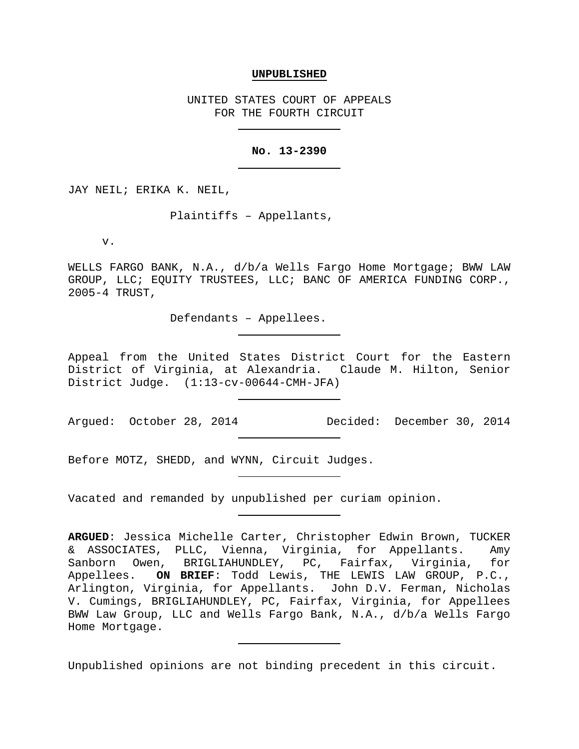**UNPUBLISHED**

UNITED STATES COURT OF APPEALS
FOR THE FOURTH CIRCUIT

---

**No. 13-2390**

---

JAY NEIL; ERIKA K. NEIL,

Plaintiffs – Appellants,

v.

WELLS FARGO BANK, N.A., d/b/a Wells Fargo Home Mortgage; BWW LAW GROUP, LLC; EQUITY TRUSTEES, LLC; BANC OF AMERICA FUNDING CORP., 2005-4 TRUST,

Defendants – Appellees.

---

Appeal from the United States District Court for the Eastern District of Virginia, at Alexandria. Claude M. Hilton, Senior District Judge. (1:13-cv-00644-CMH-JFA)

---

Argued: October 28, 2014 Decided: December 30, 2014

---

Before MOTZ, SHEDD, and WYNN, Circuit Judges.

---

Vacated and remanded by unpublished per curiam opinion.

---

**ARGUED**: Jessica Michelle Carter, Christopher Edwin Brown, TUCKER & ASSOCIATES, PLLC, Vienna, Virginia, for Appellants. Amy Sanborn Owen, BRIGLIAHUNDLEY, PC, Fairfax, Virginia, for Appellees. **ON BRIEF**: Todd Lewis, THE LEWIS LAW GROUP, P.C., Arlington, Virginia, for Appellants. John D.V. Ferman, Nicholas V. Cumings, BRIGLIAHUNDLEY, PC, Fairfax, Virginia, for Appellees BWW Law Group, LLC and Wells Fargo Bank, N.A., d/b/a Wells Fargo Home Mortgage.

---

Unpublished opinions are not binding precedent in this circuit.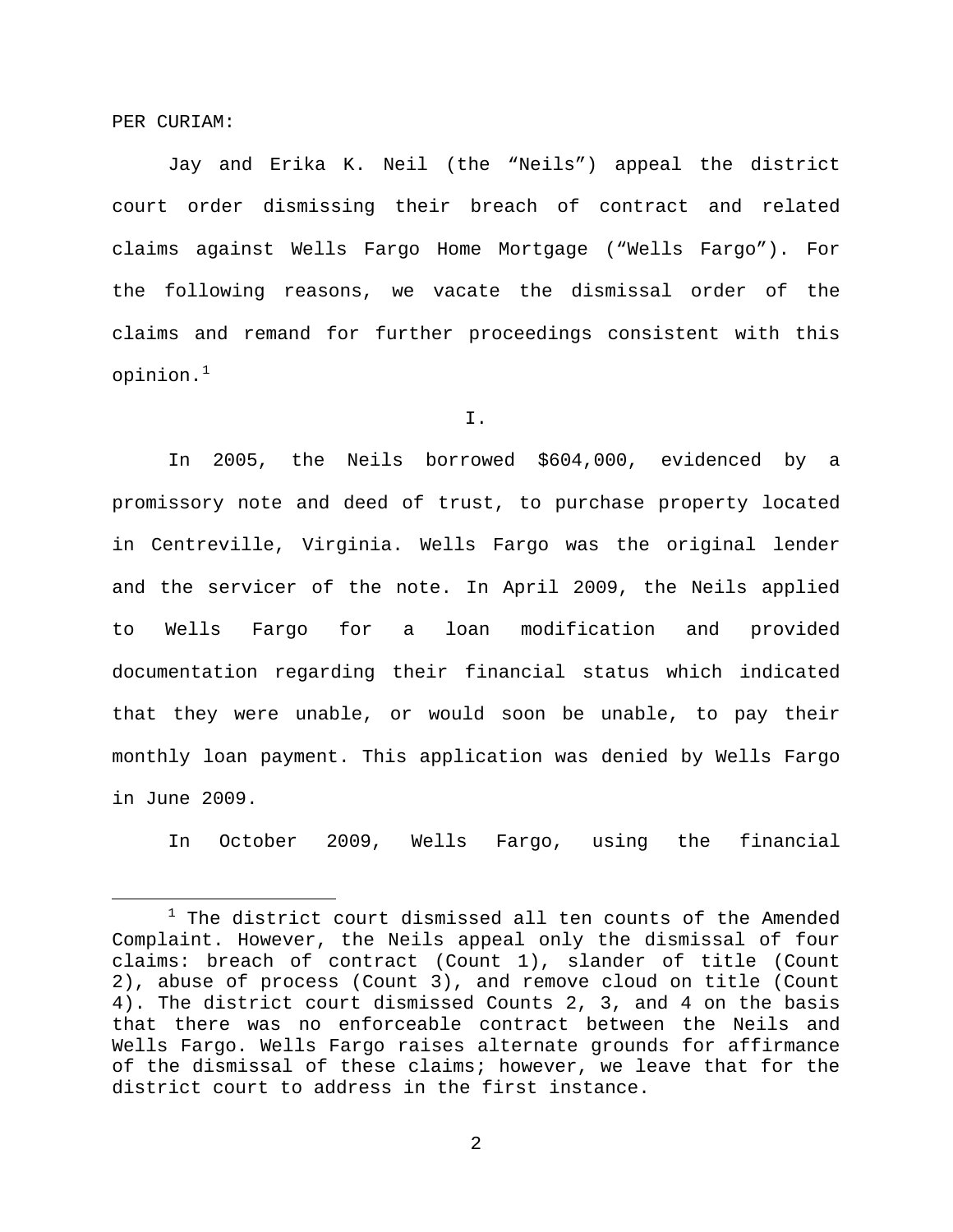PER CURIAM:

Jay and Erika K. Neil (the "Neils") appeal the district court order dismissing their breach of contract and related claims against Wells Fargo Home Mortgage ("Wells Fargo"). For the following reasons, we vacate the dismissal order of the claims and remand for further proceedings consistent with this opinion.[1]

I.

In 2005, the Neils borrowed $604,000, evidenced by a promissory note and deed of trust, to purchase property located in Centreville, Virginia. Wells Fargo was the original lender and the servicer of the note. In April 2009, the Neils applied to Wells Fargo for a loan modification and provided documentation regarding their financial status which indicated that they were unable, or would soon be unable, to pay their monthly loan payment. This application was denied by Wells Fargo in June 2009.

In October 2009, Wells Fargo, using the financial

---

[1] The district court dismissed all ten counts of the Amended Complaint. However, the Neils appeal only the dismissal of four claims: breach of contract (Count 1), slander of title (Count 2), abuse of process (Count 3), and remove cloud on title (Count 4). The district court dismissed Counts 2, 3, and 4 on the basis that there was no enforceable contract between the Neils and Wells Fargo. Wells Fargo raises alternate grounds for affirmance of the dismissal of these claims; however, we leave that for the district court to address in the first instance.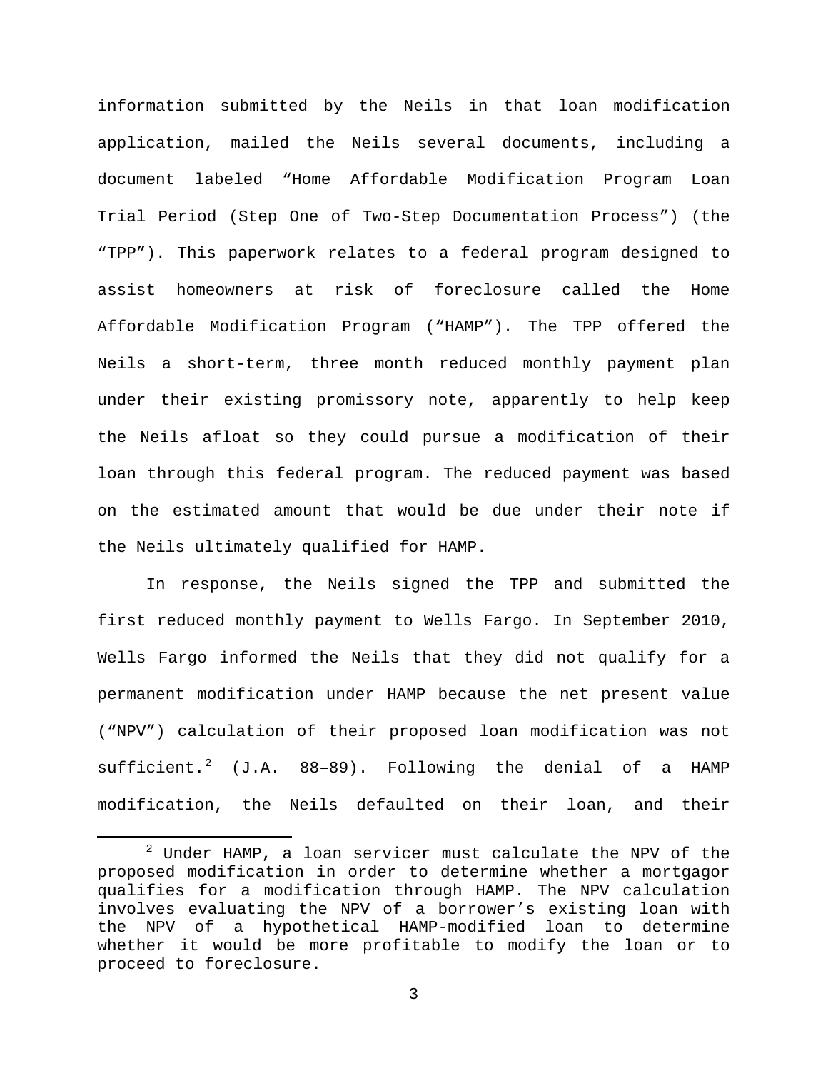information submitted by the Neils in that loan modification application, mailed the Neils several documents, including a document labeled "Home Affordable Modification Program Loan Trial Period (Step One of Two-Step Documentation Process") (the "TPP"). This paperwork relates to a federal program designed to assist homeowners at risk of foreclosure called the Home Affordable Modification Program ("HAMP"). The TPP offered the Neils a short-term, three month reduced monthly payment plan under their existing promissory note, apparently to help keep the Neils afloat so they could pursue a modification of their loan through this federal program. The reduced payment was based on the estimated amount that would be due under their note if the Neils ultimately qualified for HAMP.

In response, the Neils signed the TPP and submitted the first reduced monthly payment to Wells Fargo. In September 2010, Wells Fargo informed the Neils that they did not qualify for a permanent modification under HAMP because the net present value ("NPV") calculation of their proposed loan modification was not sufficient.[2] (J.A. 88–89). Following the denial of a HAMP modification, the Neils defaulted on their loan, and their

---

[2] Under HAMP, a loan servicer must calculate the NPV of the proposed modification in order to determine whether a mortgagor qualifies for a modification through HAMP. The NPV calculation involves evaluating the NPV of a borrower's existing loan with the NPV of a hypothetical HAMP-modified loan to determine whether it would be more profitable to modify the loan or to proceed to foreclosure.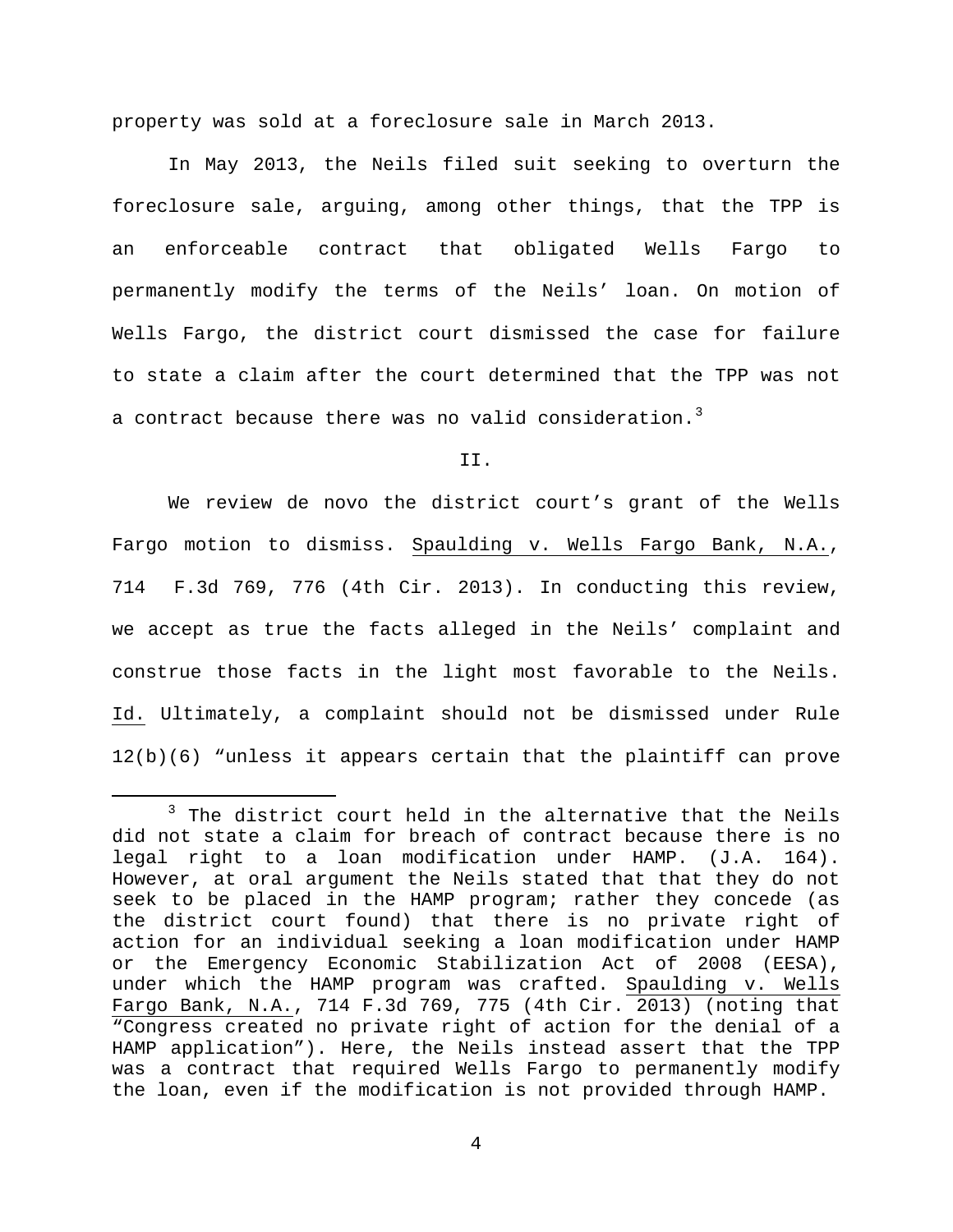property was sold at a foreclosure sale in March 2013.

In May 2013, the Neils filed suit seeking to overturn the foreclosure sale, arguing, among other things, that the TPP is an enforceable contract that obligated Wells Fargo to permanently modify the terms of the Neils' loan. On motion of Wells Fargo, the district court dismissed the case for failure to state a claim after the court determined that the TPP was not a contract because there was no valid consideration.[3]

II.

We review de novo the district court's grant of the Wells Fargo motion to dismiss. Spaulding v. Wells Fargo Bank, N.A., 714 F.3d 769, 776 (4th Cir. 2013). In conducting this review, we accept as true the facts alleged in the Neils' complaint and construe those facts in the light most favorable to the Neils. Id. Ultimately, a complaint should not be dismissed under Rule 12(b)(6) "unless it appears certain that the plaintiff can prove

[3] The district court held in the alternative that the Neils did not state a claim for breach of contract because there is no legal right to a loan modification under HAMP. (J.A. 164). However, at oral argument the Neils stated that that they do not seek to be placed in the HAMP program; rather they concede (as the district court found) that there is no private right of action for an individual seeking a loan modification under HAMP or the Emergency Economic Stabilization Act of 2008 (EESA), under which the HAMP program was crafted. Spaulding v. Wells Fargo Bank, N.A., 714 F.3d 769, 775 (4th Cir. 2013) (noting that "Congress created no private right of action for the denial of a HAMP application"). Here, the Neils instead assert that the TPP was a contract that required Wells Fargo to permanently modify the loan, even if the modification is not provided through HAMP.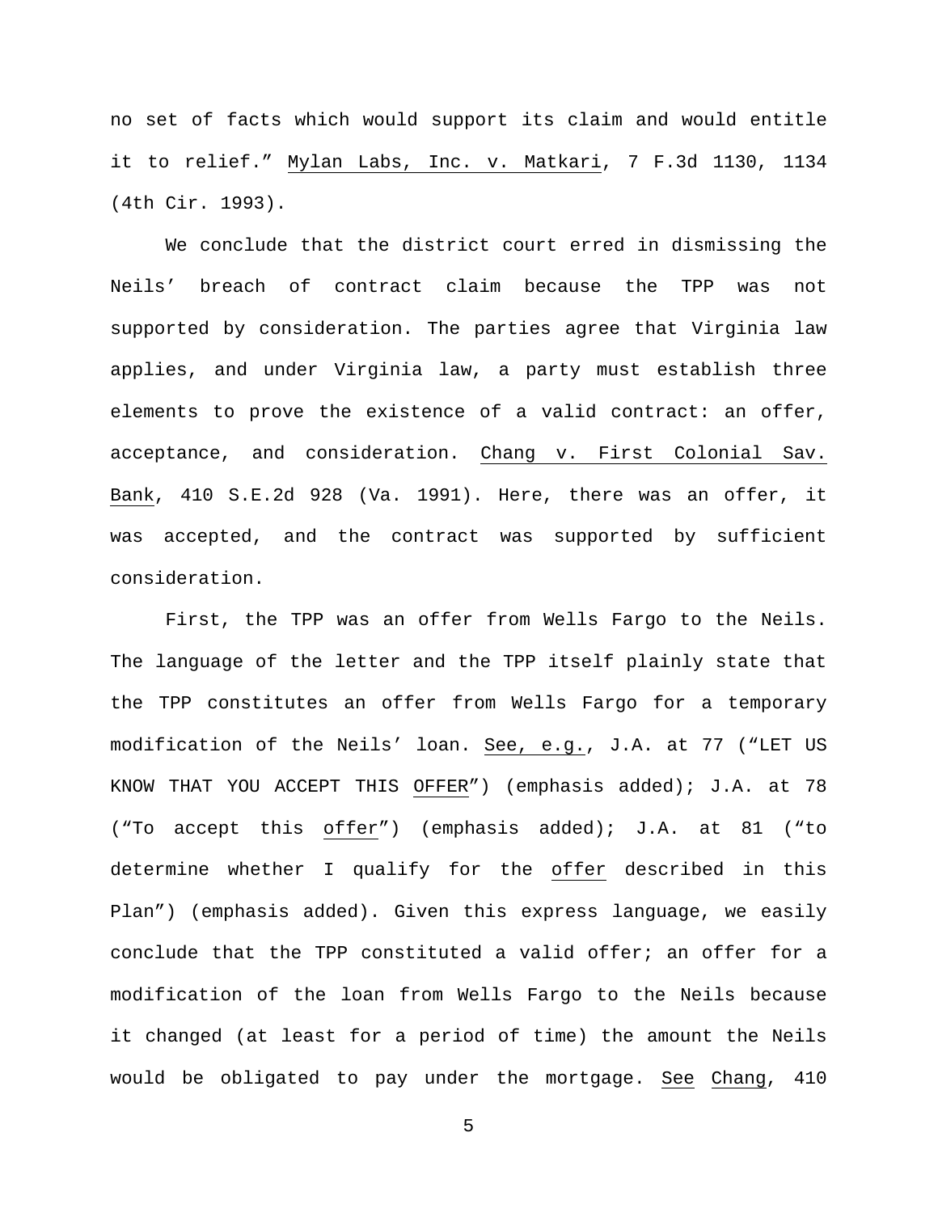no set of facts which would support its claim and would entitle it to relief." Mylan Labs, Inc. v. Matkari, 7 F.3d 1130, 1134 (4th Cir. 1993).

We conclude that the district court erred in dismissing the Neils' breach of contract claim because the TPP was not supported by consideration. The parties agree that Virginia law applies, and under Virginia law, a party must establish three elements to prove the existence of a valid contract: an offer, acceptance, and consideration. Chang v. First Colonial Sav. Bank, 410 S.E.2d 928 (Va. 1991). Here, there was an offer, it was accepted, and the contract was supported by sufficient consideration.

First, the TPP was an offer from Wells Fargo to the Neils. The language of the letter and the TPP itself plainly state that the TPP constitutes an offer from Wells Fargo for a temporary modification of the Neils' loan. *See, e.g.*, J.A. at 77 ("LET US KNOW THAT YOU ACCEPT THIS OFFER") (emphasis added); J.A. at 78 ("To accept this offer") (emphasis added); J.A. at 81 ("to determine whether I qualify for the offer described in this Plan") (emphasis added). Given this express language, we easily conclude that the TPP constituted a valid offer; an offer for a modification of the loan from Wells Fargo to the Neils because it changed (at least for a period of time) the amount the Neils would be obligated to pay under the mortgage. *See* Chang, 410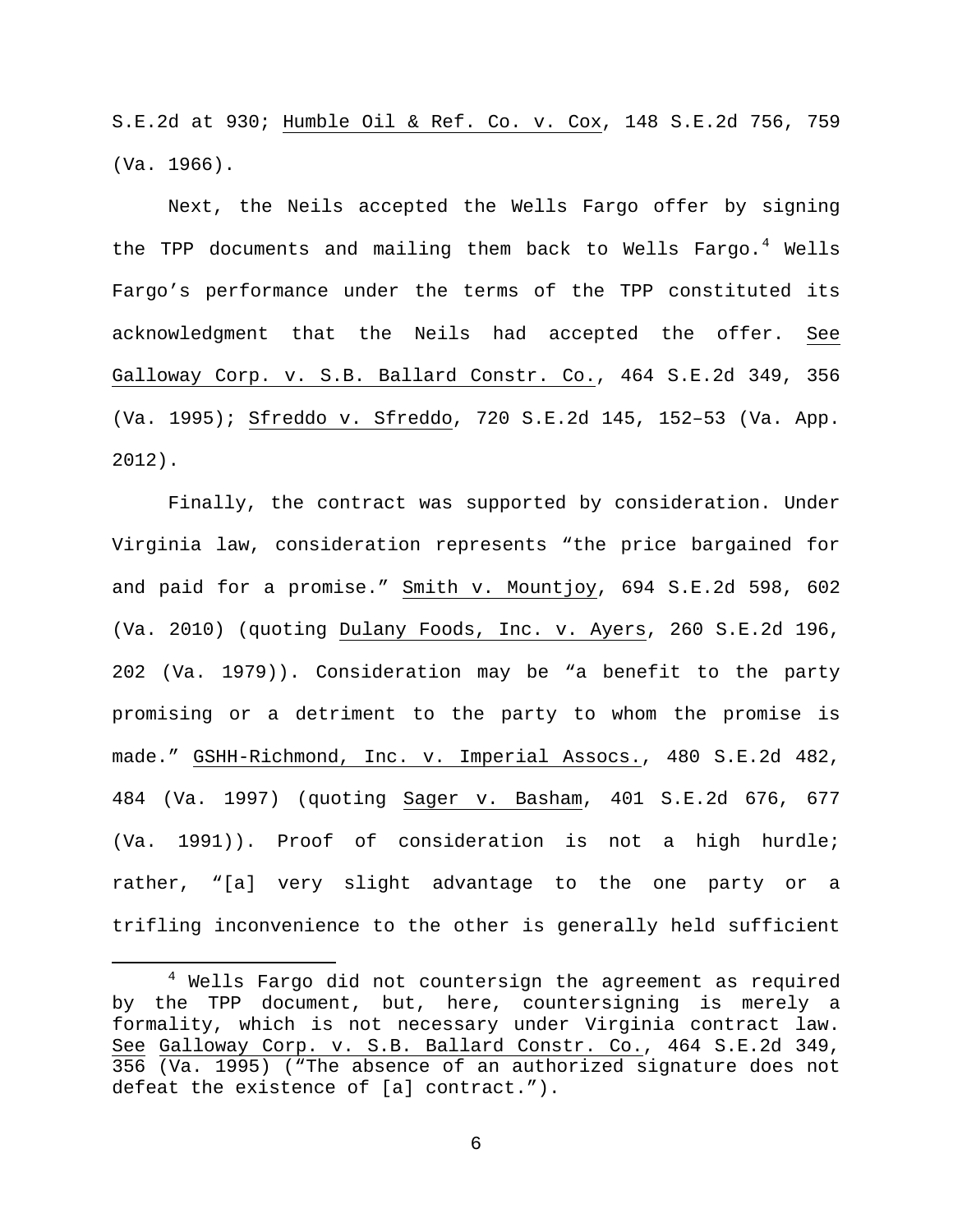S.E.2d at 930; Humble Oil & Ref. Co. v. Cox, 148 S.E.2d 756, 759 (Va. 1966).

Next, the Neils accepted the Wells Fargo offer by signing the TPP documents and mailing them back to Wells Fargo.[4] Wells Fargo's performance under the terms of the TPP constituted its acknowledgment that the Neils had accepted the offer. See Galloway Corp. v. S.B. Ballard Constr. Co., 464 S.E.2d 349, 356 (Va. 1995); Sfreddo v. Sfreddo, 720 S.E.2d 145, 152–53 (Va. App. 2012).

Finally, the contract was supported by consideration. Under Virginia law, consideration represents "the price bargained for and paid for a promise." Smith v. Mountjoy, 694 S.E.2d 598, 602 (Va. 2010) (quoting Dulany Foods, Inc. v. Ayers, 260 S.E.2d 196, 202 (Va. 1979)). Consideration may be "a benefit to the party promising or a detriment to the party to whom the promise is made." GSHH-Richmond, Inc. v. Imperial Assocs., 480 S.E.2d 482, 484 (Va. 1997) (quoting Sager v. Basham, 401 S.E.2d 676, 677 (Va. 1991)). Proof of consideration is not a high hurdle; rather, "[a] very slight advantage to the one party or a trifling inconvenience to the other is generally held sufficient

---

[4] Wells Fargo did not countersign the agreement as required by the TPP document, but, here, countersigning is merely a formality, which is not necessary under Virginia contract law. See Galloway Corp. v. S.B. Ballard Constr. Co., 464 S.E.2d 349, 356 (Va. 1995) ("The absence of an authorized signature does not defeat the existence of [a] contract.").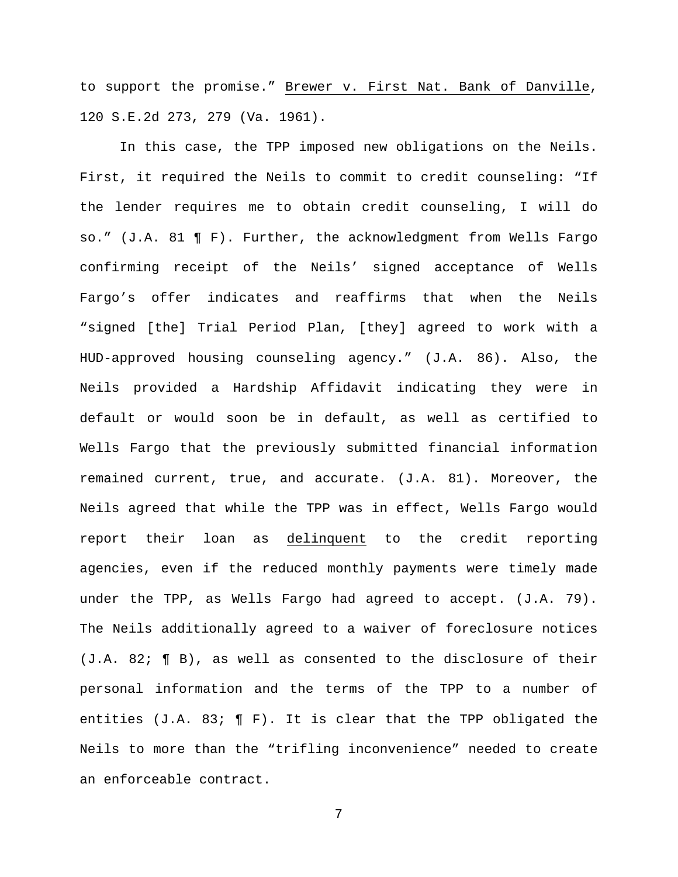to support the promise." Brewer v. First Nat. Bank of Danville, 120 S.E.2d 273, 279 (Va. 1961).

In this case, the TPP imposed new obligations on the Neils. First, it required the Neils to commit to credit counseling: "If the lender requires me to obtain credit counseling, I will do so." (J.A. 81 ¶ F). Further, the acknowledgment from Wells Fargo confirming receipt of the Neils' signed acceptance of Wells Fargo's offer indicates and reaffirms that when the Neils "signed [the] Trial Period Plan, [they] agreed to work with a HUD-approved housing counseling agency." (J.A. 86). Also, the Neils provided a Hardship Affidavit indicating they were in default or would soon be in default, as well as certified to Wells Fargo that the previously submitted financial information remained current, true, and accurate. (J.A. 81). Moreover, the Neils agreed that while the TPP was in effect, Wells Fargo would report their loan as <u>delinquent</u> to the credit reporting agencies, even if the reduced monthly payments were timely made under the TPP, as Wells Fargo had agreed to accept. (J.A. 79). The Neils additionally agreed to a waiver of foreclosure notices (J.A. 82; ¶ B), as well as consented to the disclosure of their personal information and the terms of the TPP to a number of entities (J.A. 83; ¶ F). It is clear that the TPP obligated the Neils to more than the "trifling inconvenience" needed to create an enforceable contract.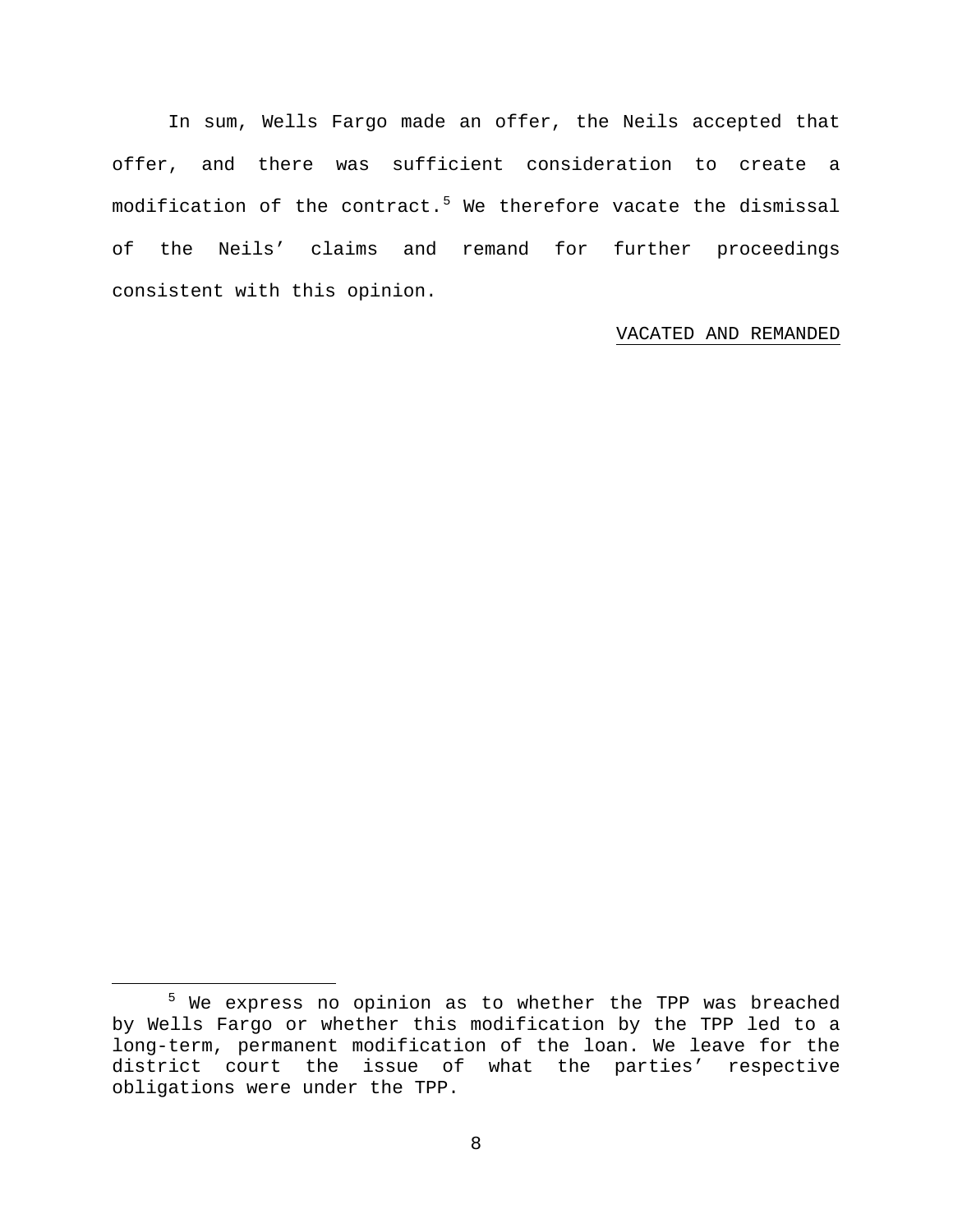In sum, Wells Fargo made an offer, the Neils accepted that offer, and there was sufficient consideration to create a modification of the contract.[5] We therefore vacate the dismissal of the Neils' claims and remand for further proceedings consistent with this opinion.

VACATED AND REMANDED

---

[5] We express no opinion as to whether the TPP was breached by Wells Fargo or whether this modification by the TPP led to a long-term, permanent modification of the loan. We leave for the district court the issue of what the parties' respective obligations were under the TPP.